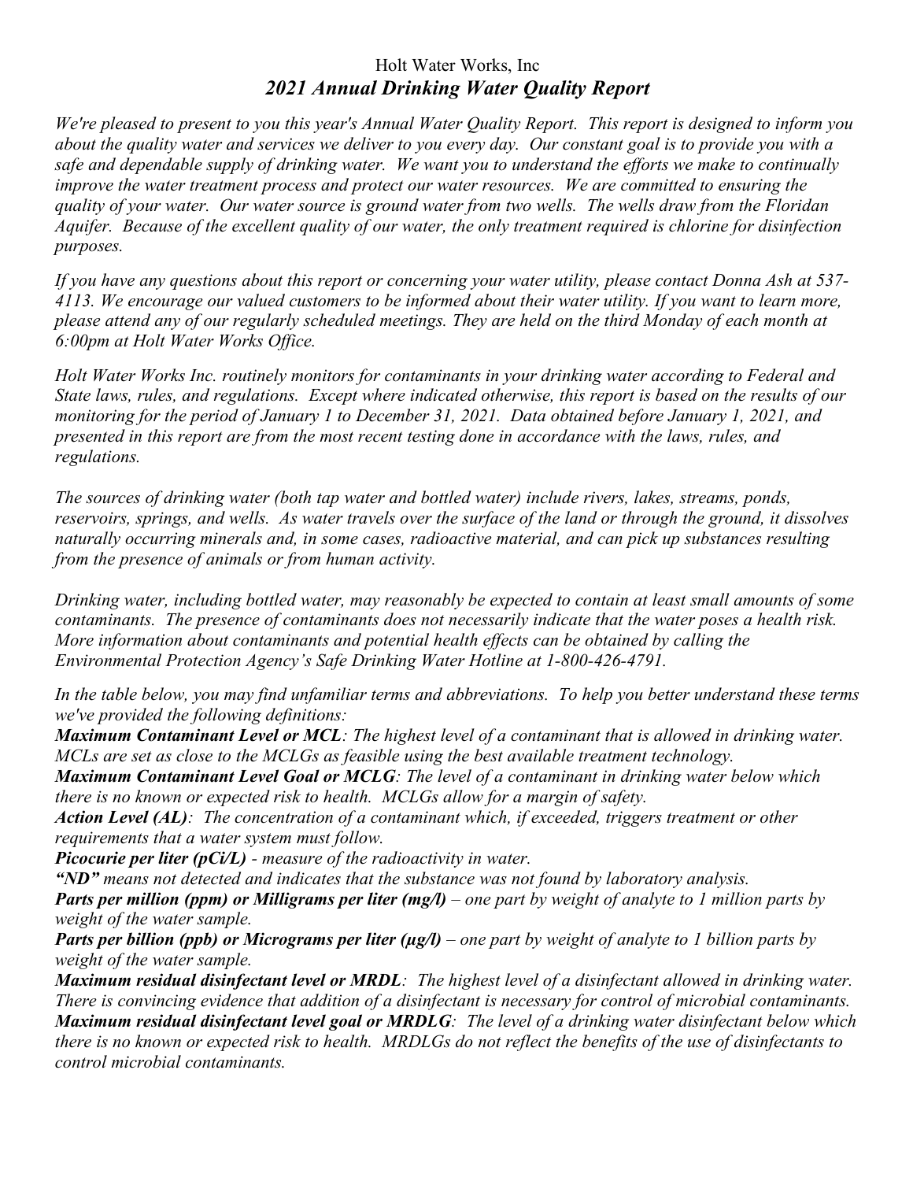# Holt Water Works, Inc

## *2021 Annual Drinking Water Quality Report*

*We're pleased to present to you this year's Annual Water Quality Report. This report is designed to inform you about the quality water and services we deliver to you every day. Our constant goal is to provide you with a safe and dependable supply of drinking water. We want you to understand the efforts we make to continually improve the water treatment process and protect our water resources. We are committed to ensuring the quality of your water. Our water source is ground water from two wells. The wells draw from the Floridan Aquifer. Because of the excellent quality of our water, the only treatment required is chlorine for disinfection purposes.*

*If you have any questions about this report or concerning your water utility, please contact Donna Ash at 537-4113. We encourage our valued customers to be informed about their water utility. If you want to learn more, please attend any of our regularly scheduled meetings. They are held on the third Monday of each month at 6:00pm at Holt Water Works Office.*

*Holt Water Works Inc. routinely monitors for contaminants in your drinking water according to Federal and State laws, rules, and regulations. Except where indicated otherwise, this report is based on the results of our monitoring for the period of January 1 to December 31, 2021. Data obtained before January 1, 2021, and presented in this report are from the most recent testing done in accordance with the laws, rules, and regulations.*

*The sources of drinking water (both tap water and bottled water) include rivers, lakes, streams, ponds, reservoirs, springs, and wells. As water travels over the surface of the land or through the ground, it dissolves naturally occurring minerals and, in some cases, radioactive material, and can pick up substances resulting from the presence of animals or from human activity.*

*Drinking water, including bottled water, may reasonably be expected to contain at least small amounts of some contaminants. The presence of contaminants does not necessarily indicate that the water poses a health risk. More information about contaminants and potential health effects can be obtained by calling the Environmental Protection Agency's Safe Drinking Water Hotline at 1-800-426-4791.*

*In the table below, you may find unfamiliar terms and abbreviations. To help you better understand these terms we've provided the following definitions:*

***Maximum Contaminant Level or MCL**: The highest level of a contaminant that is allowed in drinking water. MCLs are set as close to the MCLGs as feasible using the best available treatment technology.*

***Maximum Contaminant Level Goal or MCLG**: The level of a contaminant in drinking water below which there is no known or expected risk to health. MCLGs allow for a margin of safety.*

***Action Level (AL)**: The concentration of a contaminant which, if exceeded, triggers treatment or other requirements that a water system must follow.*

***Picocurie per liter (pCi/L)** - measure of the radioactivity in water.*

***"ND"** means not detected and indicates that the substance was not found by laboratory analysis.*

***Parts per million (ppm) or Milligrams per liter (mg/l)** – one part by weight of analyte to 1 million parts by weight of the water sample.*

***Parts per billion (ppb) or Micrograms per liter (µg/l)** – one part by weight of analyte to 1 billion parts by weight of the water sample.*

***Maximum residual disinfectant level or MRDL**: The highest level of a disinfectant allowed in drinking water. There is convincing evidence that addition of a disinfectant is necessary for control of microbial contaminants.*

***Maximum residual disinfectant level goal or MRDLG**: The level of a drinking water disinfectant below which there is no known or expected risk to health. MRDLGs do not reflect the benefits of the use of disinfectants to control microbial contaminants.*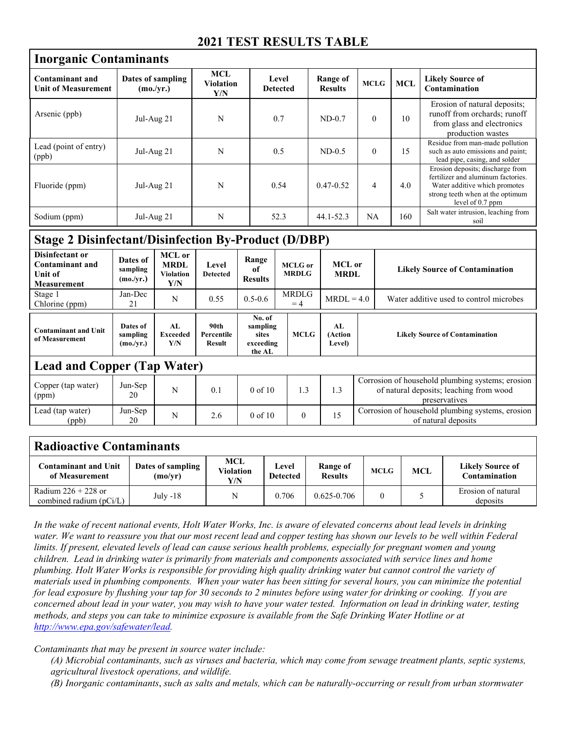# 2021 TEST RESULTS TABLE

## Inorganic Contaminants

| Contaminant and Unit of Measurement | Dates of sampling (mo./yr.) | MCL Violation Y/N | Level Detected | Range of Results | MCLG | MCL | Likely Source of Contamination |
|---|---|---|---|---|---|---|---|
| Arsenic (ppb) | Jul-Aug 21 | N | 0.7 | ND-0.7 | 0 | 10 | Erosion of natural deposits; runoff from orchards; runoff from glass and electronics production wastes |
| Lead (point of entry) (ppb) | Jul-Aug 21 | N | 0.5 | ND-0.5 | 0 | 15 | Residue from man-made pollution such as auto emissions and paint; lead pipe, casing, and solder |
| Fluoride (ppm) | Jul-Aug 21 | N | 0.54 | 0.47-0.52 | 4 | 4.0 | Erosion deposits; discharge from fertilizer and aluminum factories. Water additive which promotes strong teeth when at the optimum level of 0.7 ppm |
| Sodium (ppm) | Jul-Aug 21 | N | 52.3 | 44.1-52.3 | NA | 160 | Salt water intrusion, leaching from soil |

## Stage 2 Disinfectant/Disinfection By-Product (D/DBP)

| Disinfectant or Contaminant and Unit of Measurement | Dates of sampling (mo./yr.) | MCL or MRDL Violation Y/N | Level Detected | Range of Results | MCLG or MRDLG | MCL or MRDL | Likely Source of Contamination |
|---|---|---|---|---|---|---|---|
| Stage 1 Chlorine (ppm) | Jan-Dec 21 | N | 0.55 | 0.5-0.6 | MRDLG = 4 | MRDL = 4.0 | Water additive used to control microbes |

## Lead and Copper (Tap Water)

| Contaminant and Unit of Measurement | Dates of sampling (mo./yr.) | AL Exceeded Y/N | 90th Percentile Result | No. of sampling sites exceeding the AL | MCLG | AL (Action Level) | Likely Source of Contamination |
|---|---|---|---|---|---|---|---|
| Copper (tap water) (ppm) | Jun-Sep 20 | N | 0.1 | 0 of 10 | 1.3 | 1.3 | Corrosion of household plumbing systems; erosion of natural deposits; leaching from wood preservatives |
| Lead (tap water) (ppb) | Jun-Sep 20 | N | 2.6 | 0 of 10 | 0 | 15 | Corrosion of household plumbing systems, erosion of natural deposits |

## Radioactive Contaminants

| Contaminant and Unit of Measurement | Dates of sampling (mo/yr) | MCL Violation Y/N | Level Detected | Range of Results | MCLG | MCL | Likely Source of Contamination |
|---|---|---|---|---|---|---|---|
| Radium 226 + 228 or combined radium (pCi/L) | July -18 | N | 0.706 | 0.625-0.706 | 0 | 5 | Erosion of natural deposits |

*In the wake of recent national events, Holt Water Works, Inc. is aware of elevated concerns about lead levels in drinking water. We want to reassure you that our most recent lead and copper testing has shown our levels to be well within Federal limits. If present, elevated levels of lead can cause serious health problems, especially for pregnant women and young children. Lead in drinking water is primarily from materials and components associated with service lines and home plumbing. Holt Water Works is responsible for providing high quality drinking water but cannot control the variety of materials used in plumbing components. When your water has been sitting for several hours, you can minimize the potential for lead exposure by flushing your tap for 30 seconds to 2 minutes before using water for drinking or cooking. If you are concerned about lead in your water, you may wish to have your water tested. Information on lead in drinking water, testing methods, and steps you can take to minimize exposure is available from the Safe Drinking Water Hotline or at [http://www.epa.gov/safewater/lead](http://www.epa.gov/safewater/lead).*

*Contaminants that may be present in source water include:*

*(A) Microbial contaminants, such as viruses and bacteria, which may come from sewage treatment plants, septic systems, agricultural livestock operations, and wildlife.*

*(B) Inorganic contaminants, such as salts and metals, which can be naturally-occurring or result from urban stormwater*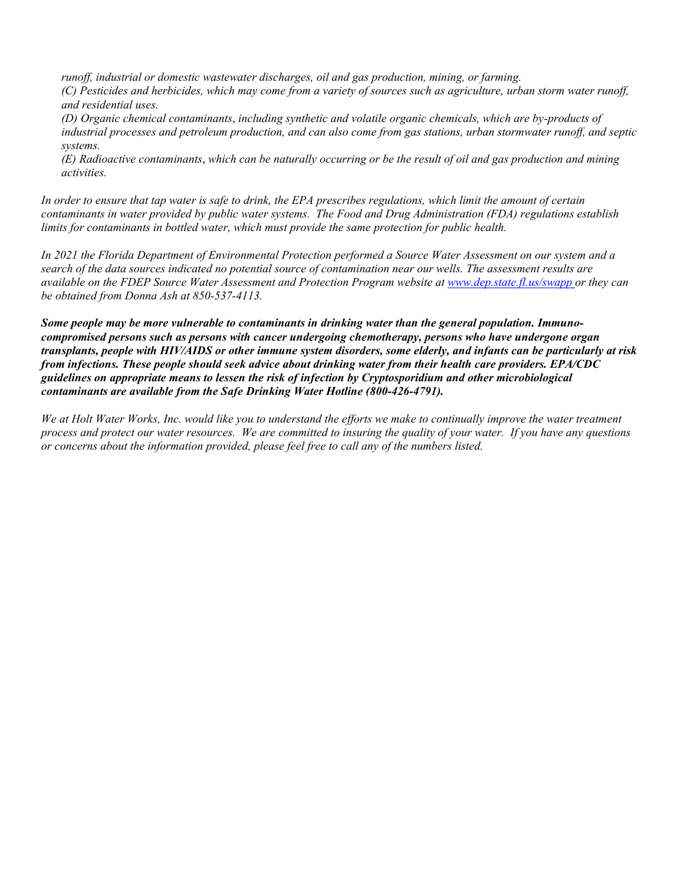*runoff, industrial or domestic wastewater discharges, oil and gas production, mining, or farming.*
*(C) Pesticides and herbicides, which may come from a variety of sources such as agriculture, urban storm water runoff, and residential uses.*
*(D) Organic chemical contaminants, including synthetic and volatile organic chemicals, which are by-products of industrial processes and petroleum production, and can also come from gas stations, urban stormwater runoff, and septic systems.*
*(E) Radioactive contaminants, which can be naturally occurring or be the result of oil and gas production and mining activities.*

*In order to ensure that tap water is safe to drink, the EPA prescribes regulations, which limit the amount of certain contaminants in water provided by public water systems. The Food and Drug Administration (FDA) regulations establish limits for contaminants in bottled water, which must provide the same protection for public health.*

*In 2021 the Florida Department of Environmental Protection performed a Source Water Assessment on our system and a search of the data sources indicated no potential source of contamination near our wells. The assessment results are available on the FDEP Source Water Assessment and Protection Program website at [www.dep.state.fl.us/swapp](www.dep.state.fl.us/swapp) or they can be obtained from Donna Ash at 850-537-4113.*

***Some people may be more vulnerable to contaminants in drinking water than the general population. Immuno-compromised persons such as persons with cancer undergoing chemotherapy, persons who have undergone organ transplants, people with HIV/AIDS or other immune system disorders, some elderly, and infants can be particularly at risk from infections. These people should seek advice about drinking water from their health care providers. EPA/CDC guidelines on appropriate means to lessen the risk of infection by Cryptosporidium and other microbiological contaminants are available from the Safe Drinking Water Hotline (800-426-4791).***

*We at Holt Water Works, Inc. would like you to understand the efforts we make to continually improve the water treatment process and protect our water resources. We are committed to insuring the quality of your water. If you have any questions or concerns about the information provided, please feel free to call any of the numbers listed.*